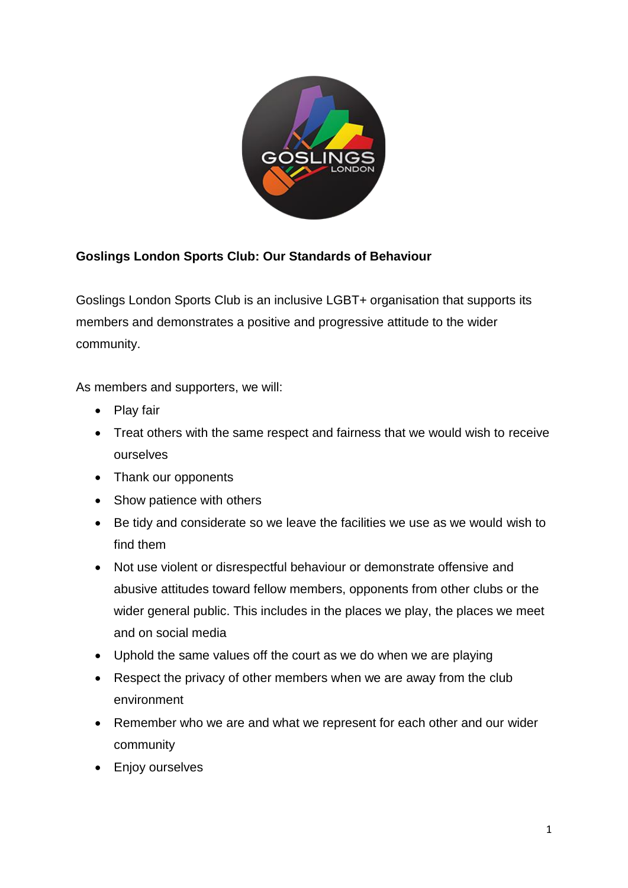**Goslings London Sports Club: Our Standards of Behaviour**

Goslings London Sports Club is an inclusive LGBT+ organisation that supports its members and demonstrates a positive and progressive attitude to the wider community.

As members and supporters, we will:

- Play fair
- Treat others with the same respect and fairness that we would wish to receive ourselves
- Thank our opponents
- Show patience with others
- Be tidy and considerate so we leave the facilities we use as we would wish to find them
- Not use violent or disrespectful behaviour or demonstrate offensive and abusive attitudes toward fellow members, opponents from other clubs or the wider general public. This includes in the places we play, the places we meet and on social media
- Uphold the same values off the court as we do when we are playing
- Respect the privacy of other members when we are away from the club environment
- Remember who we are and what we represent for each other and our wider community
- Enjoy ourselves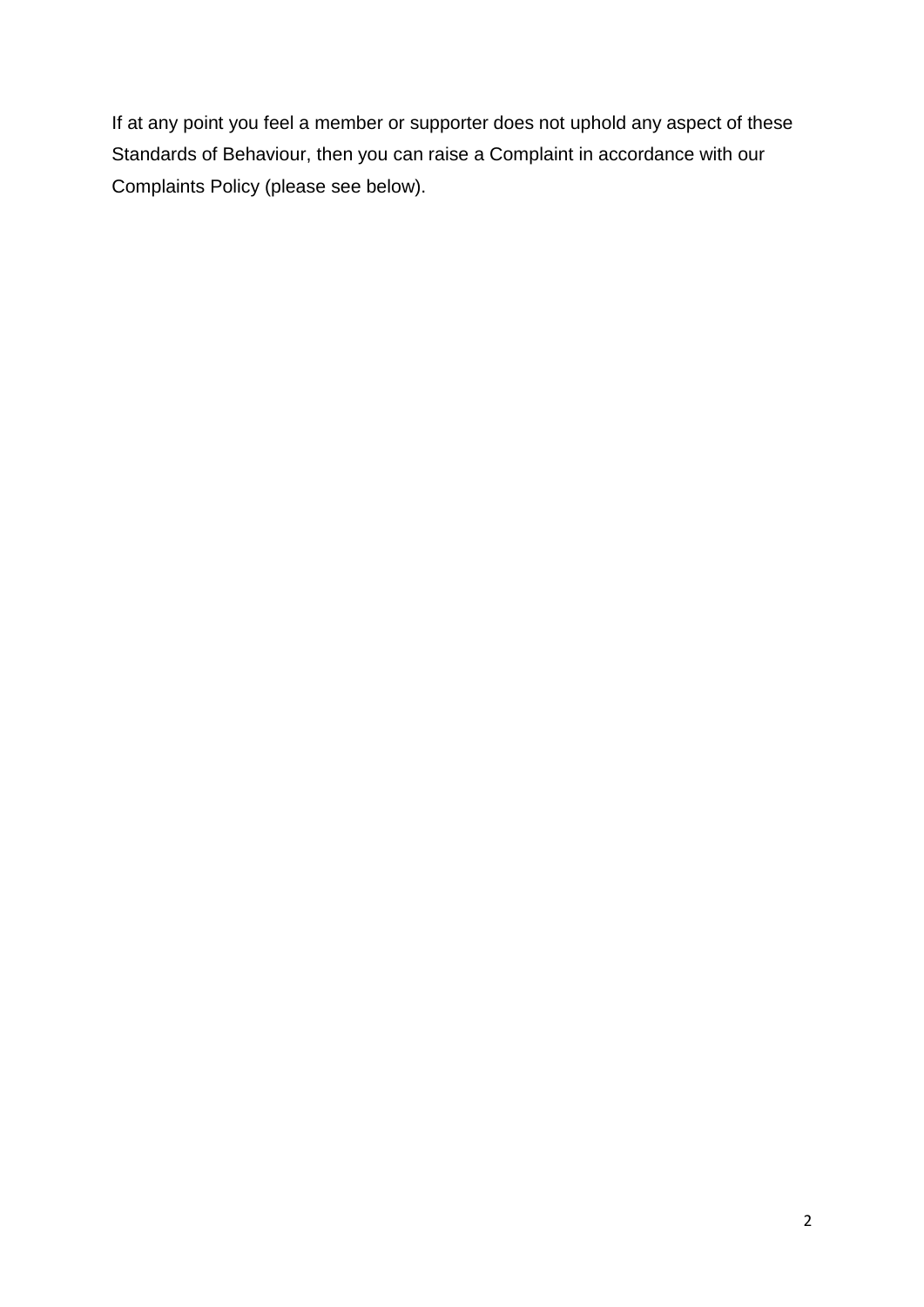If at any point you feel a member or supporter does not uphold any aspect of these Standards of Behaviour, then you can raise a Complaint in accordance with our Complaints Policy (please see below).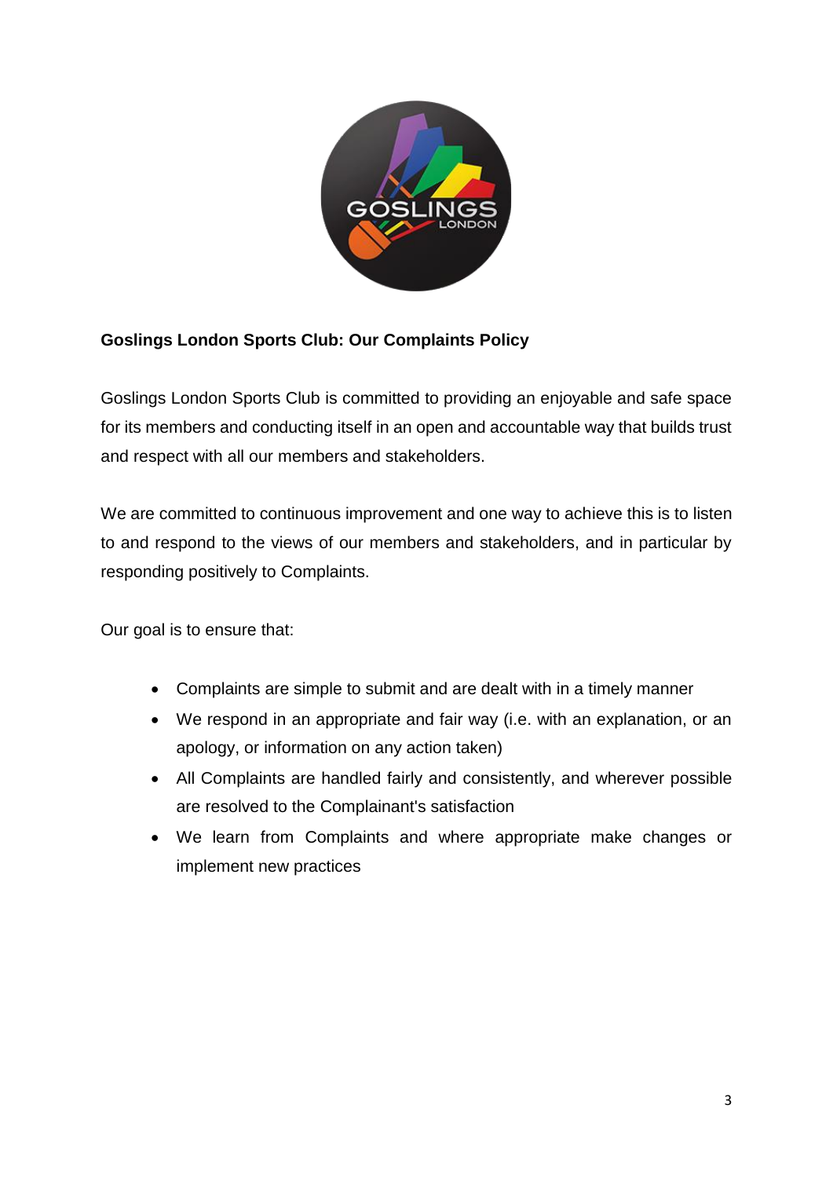**Goslings London Sports Club: Our Complaints Policy**

Goslings London Sports Club is committed to providing an enjoyable and safe space for its members and conducting itself in an open and accountable way that builds trust and respect with all our members and stakeholders.

We are committed to continuous improvement and one way to achieve this is to listen to and respond to the views of our members and stakeholders, and in particular by responding positively to Complaints.

Our goal is to ensure that:

- Complaints are simple to submit and are dealt with in a timely manner
- We respond in an appropriate and fair way (i.e. with an explanation, or an apology, or information on any action taken)
- All Complaints are handled fairly and consistently, and wherever possible are resolved to the Complainant's satisfaction
- We learn from Complaints and where appropriate make changes or implement new practices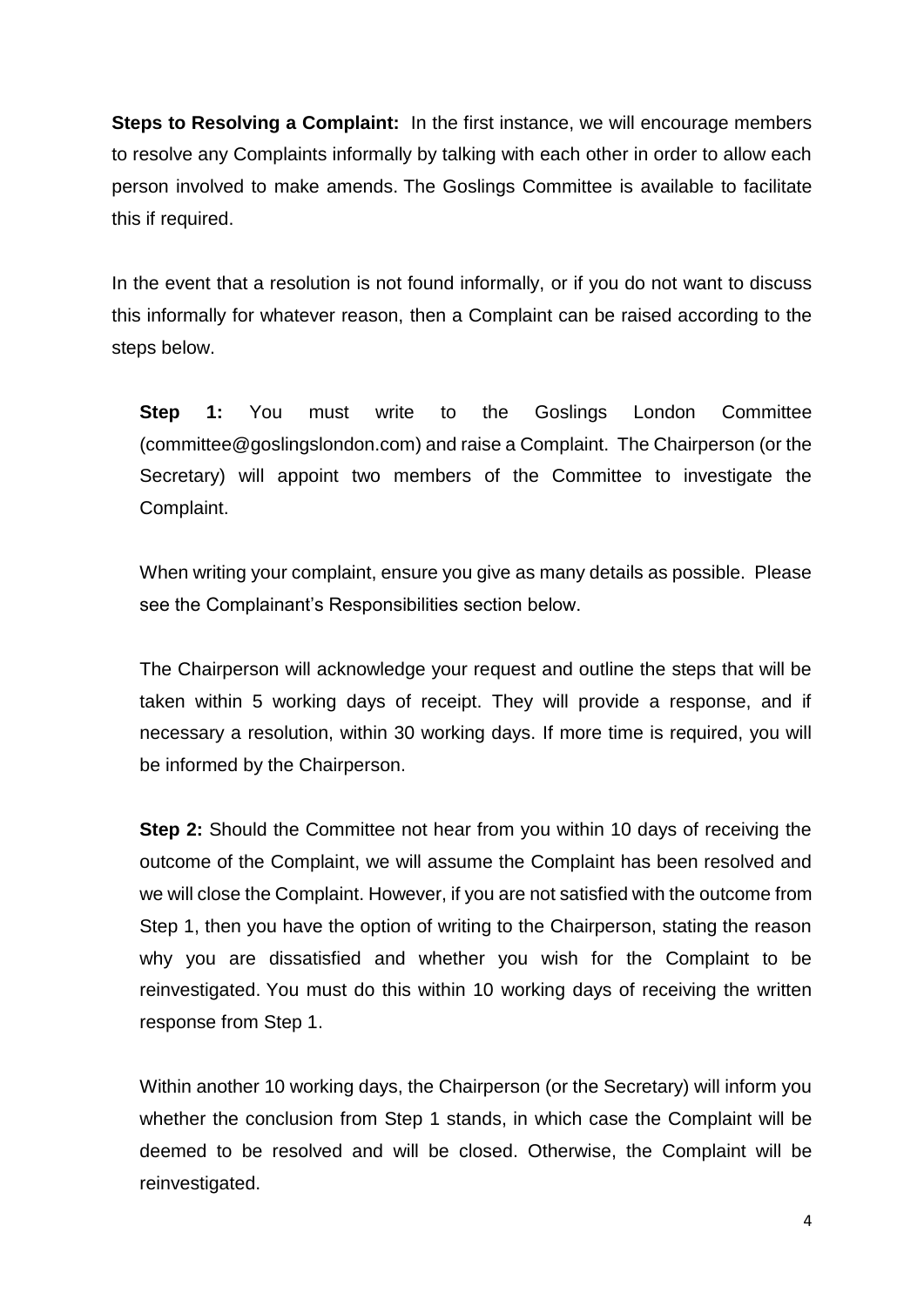**Steps to Resolving a Complaint:** In the first instance, we will encourage members to resolve any Complaints informally by talking with each other in order to allow each person involved to make amends. The Goslings Committee is available to facilitate this if required.

In the event that a resolution is not found informally, or if you do not want to discuss this informally for whatever reason, then a Complaint can be raised according to the steps below.

**Step 1:** You must write to the Goslings London Committee (committee@goslingslondon.com) and raise a Complaint. The Chairperson (or the Secretary) will appoint two members of the Committee to investigate the Complaint.

When writing your complaint, ensure you give as many details as possible. Please see the Complainant's Responsibilities section below.

The Chairperson will acknowledge your request and outline the steps that will be taken within 5 working days of receipt. They will provide a response, and if necessary a resolution, within 30 working days. If more time is required, you will be informed by the Chairperson.

**Step 2:** Should the Committee not hear from you within 10 days of receiving the outcome of the Complaint, we will assume the Complaint has been resolved and we will close the Complaint. However, if you are not satisfied with the outcome from Step 1, then you have the option of writing to the Chairperson, stating the reason why you are dissatisfied and whether you wish for the Complaint to be reinvestigated. You must do this within 10 working days of receiving the written response from Step 1.

Within another 10 working days, the Chairperson (or the Secretary) will inform you whether the conclusion from Step 1 stands, in which case the Complaint will be deemed to be resolved and will be closed. Otherwise, the Complaint will be reinvestigated.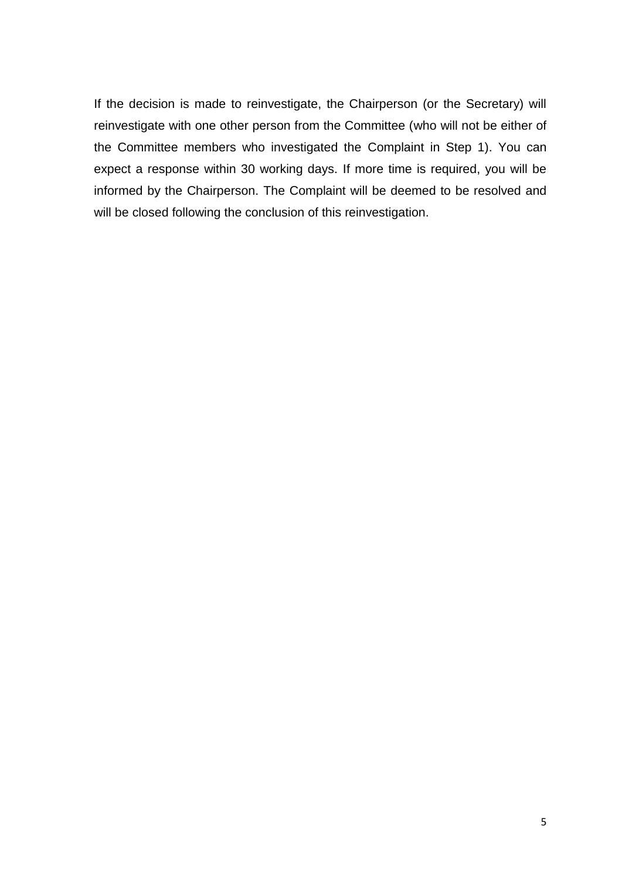If the decision is made to reinvestigate, the Chairperson (or the Secretary) will reinvestigate with one other person from the Committee (who will not be either of the Committee members who investigated the Complaint in Step 1). You can expect a response within 30 working days. If more time is required, you will be informed by the Chairperson. The Complaint will be deemed to be resolved and will be closed following the conclusion of this reinvestigation.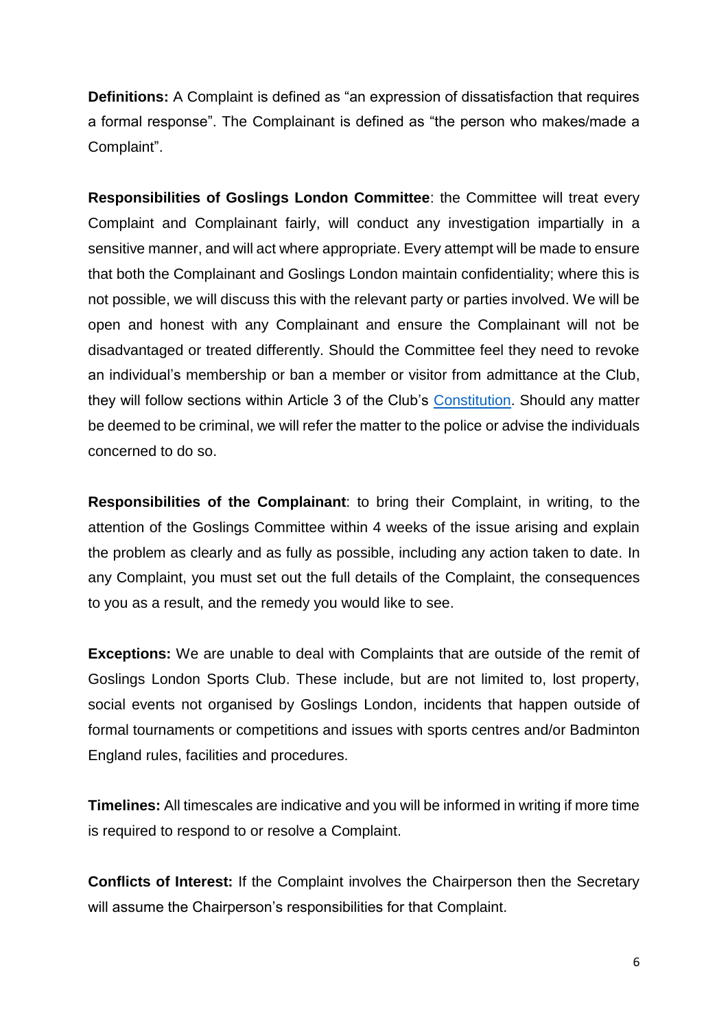**Definitions:** A Complaint is defined as "an expression of dissatisfaction that requires a formal response". The Complainant is defined as "the person who makes/made a Complaint".

**Responsibilities of Goslings London Committee**: the Committee will treat every Complaint and Complainant fairly, will conduct any investigation impartially in a sensitive manner, and will act where appropriate. Every attempt will be made to ensure that both the Complainant and Goslings London maintain confidentiality; where this is not possible, we will discuss this with the relevant party or parties involved. We will be open and honest with any Complainant and ensure the Complainant will not be disadvantaged or treated differently. Should the Committee feel they need to revoke an individual's membership or ban a member or visitor from admittance at the Club, they will follow sections within Article 3 of the Club's Constitution. Should any matter be deemed to be criminal, we will refer the matter to the police or advise the individuals concerned to do so.

**Responsibilities of the Complainant**: to bring their Complaint, in writing, to the attention of the Goslings Committee within 4 weeks of the issue arising and explain the problem as clearly and as fully as possible, including any action taken to date. In any Complaint, you must set out the full details of the Complaint, the consequences to you as a result, and the remedy you would like to see.

**Exceptions:** We are unable to deal with Complaints that are outside of the remit of Goslings London Sports Club. These include, but are not limited to, lost property, social events not organised by Goslings London, incidents that happen outside of formal tournaments or competitions and issues with sports centres and/or Badminton England rules, facilities and procedures.

**Timelines:** All timescales are indicative and you will be informed in writing if more time is required to respond to or resolve a Complaint.

**Conflicts of Interest:** If the Complaint involves the Chairperson then the Secretary will assume the Chairperson's responsibilities for that Complaint.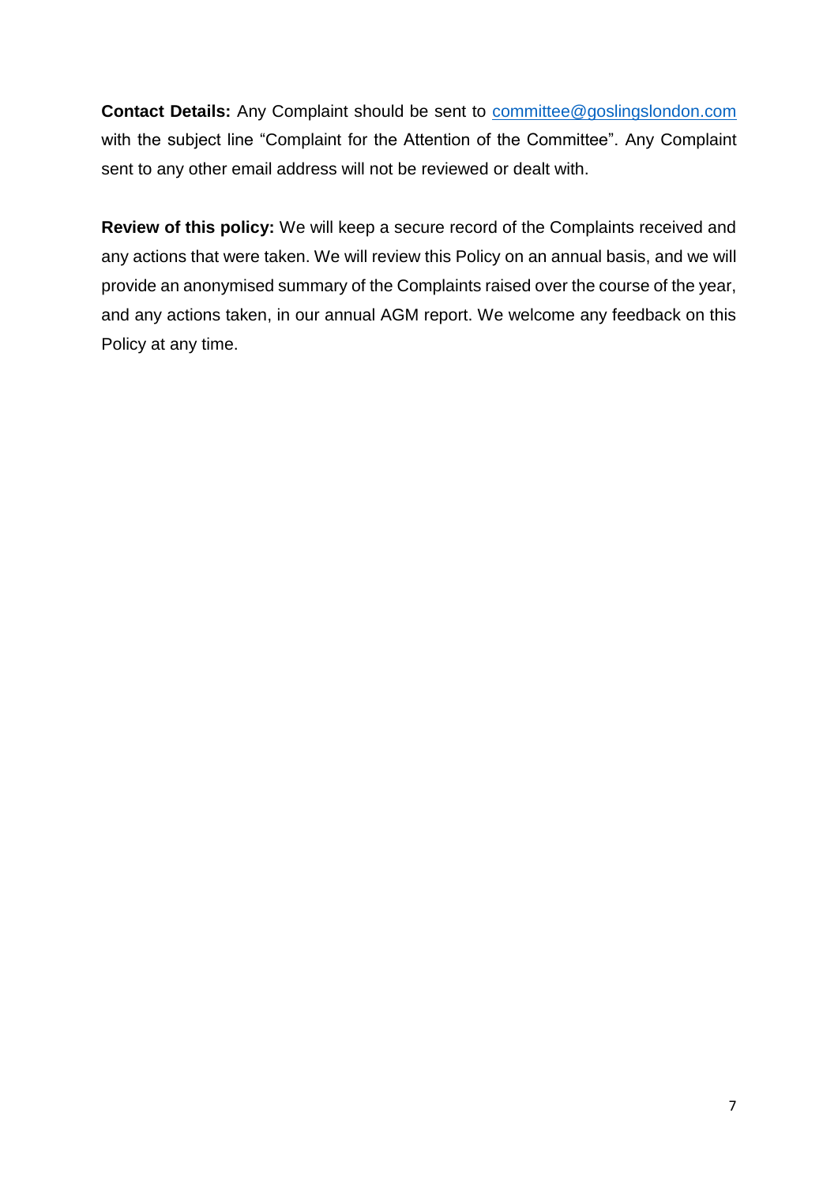**Contact Details:** Any Complaint should be sent to committee@goslingslondon.com with the subject line "Complaint for the Attention of the Committee". Any Complaint sent to any other email address will not be reviewed or dealt with.

**Review of this policy:** We will keep a secure record of the Complaints received and any actions that were taken. We will review this Policy on an annual basis, and we will provide an anonymised summary of the Complaints raised over the course of the year, and any actions taken, in our annual AGM report. We welcome any feedback on this Policy at any time.